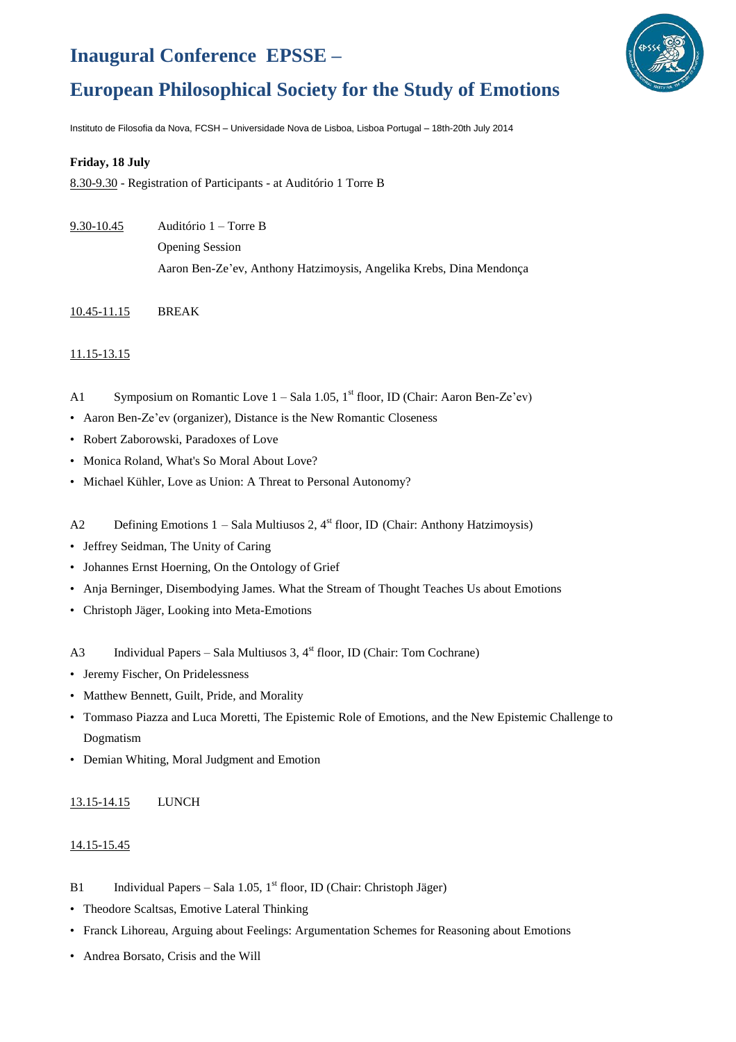# Inaugural Conference EPSSE –

# European Philosophical Society for the Study of Emotions

Instituto de Filosofia da Nova, FCSH – Universidade Nova de Lisboa, Lisboa Portugal – 18th-20th July 2014

**Friday, 18 July**

8.30-9.30 - Registration of Participants - at Auditório 1 Torre B

9.30-10.45 Auditório 1 – Torre B

Opening Session

Aaron Ben-Ze'ev, Anthony Hatzimoysis, Angelika Krebs, Dina Mendonça

10.45-11.15 BREAK

11.15-13.15

A1 Symposium on Romantic Love 1 – Sala 1.05, 1st floor, ID (Chair: Aaron Ben-Ze'ev)

- Aaron Ben-Ze'ev (organizer), Distance is the New Romantic Closeness
- Robert Zaborowski, Paradoxes of Love
- Monica Roland, What's So Moral About Love?
- Michael Kühler, Love as Union: A Threat to Personal Autonomy?

A2 Defining Emotions 1 – Sala Multiusos 2, 4st floor, ID (Chair: Anthony Hatzimoysis)

- Jeffrey Seidman, The Unity of Caring
- Johannes Ernst Hoerning, On the Ontology of Grief
- Anja Berninger, Disembodying James. What the Stream of Thought Teaches Us about Emotions
- Christoph Jäger, Looking into Meta-Emotions

A3 Individual Papers – Sala Multiusos 3, 4st floor, ID (Chair: Tom Cochrane)

- Jeremy Fischer, On Pridelessness
- Matthew Bennett, Guilt, Pride, and Morality
- Tommaso Piazza and Luca Moretti, The Epistemic Role of Emotions, and the New Epistemic Challenge to Dogmatism
- Demian Whiting, Moral Judgment and Emotion

13.15-14.15 LUNCH

14.15-15.45

B1 Individual Papers – Sala 1.05, 1st floor, ID (Chair: Christoph Jäger)

- Theodore Scaltsas, Emotive Lateral Thinking
- Franck Lihoreau, Arguing about Feelings: Argumentation Schemes for Reasoning about Emotions
- Andrea Borsato, Crisis and the Will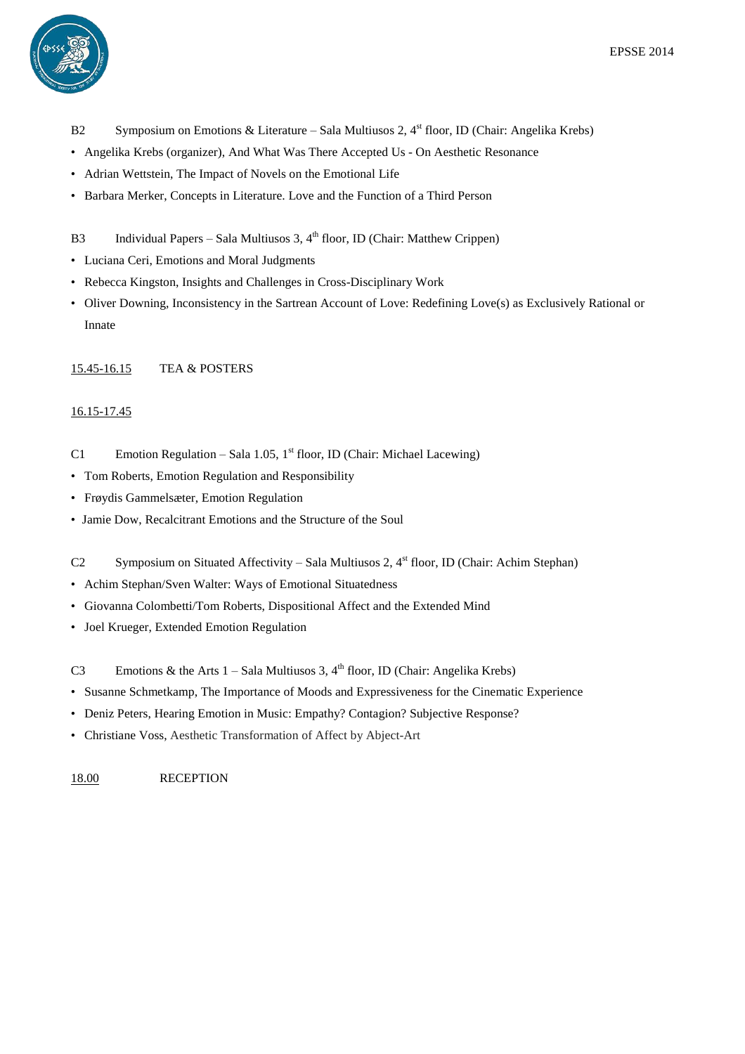B2 Symposium on Emotions & Literature – Sala Multiusos 2, 4st floor, ID (Chair: Angelika Krebs)

- Angelika Krebs (organizer), And What Was There Accepted Us - On Aesthetic Resonance
- Adrian Wettstein, The Impact of Novels on the Emotional Life
- Barbara Merker, Concepts in Literature. Love and the Function of a Third Person

B3 Individual Papers – Sala Multiusos 3, 4th floor, ID (Chair: Matthew Crippen)

- Luciana Ceri, Emotions and Moral Judgments
- Rebecca Kingston, Insights and Challenges in Cross-Disciplinary Work
- Oliver Downing, Inconsistency in the Sartrean Account of Love: Redefining Love(s) as Exclusively Rational or Innate

<u>15.45-16.15</u> TEA & POSTERS

<u>16.15-17.45</u>

C1 Emotion Regulation – Sala 1.05, 1st floor, ID (Chair: Michael Lacewing)

- Tom Roberts, Emotion Regulation and Responsibility
- Frøydis Gammelsæter, Emotion Regulation
- Jamie Dow, Recalcitrant Emotions and the Structure of the Soul

C2 Symposium on Situated Affectivity – Sala Multiusos 2, 4st floor, ID (Chair: Achim Stephan)

- Achim Stephan/Sven Walter: Ways of Emotional Situatedness
- Giovanna Colombetti/Tom Roberts, Dispositional Affect and the Extended Mind
- Joel Krueger, Extended Emotion Regulation

C3 Emotions & the Arts 1 – Sala Multiusos 3, 4th floor, ID (Chair: Angelika Krebs)

- Susanne Schmetkamp, The Importance of Moods and Expressiveness for the Cinematic Experience
- Deniz Peters, Hearing Emotion in Music: Empathy? Contagion? Subjective Response?
- Christiane Voss, Aesthetic Transformation of Affect by Abject-Art

<u>18.00</u> RECEPTION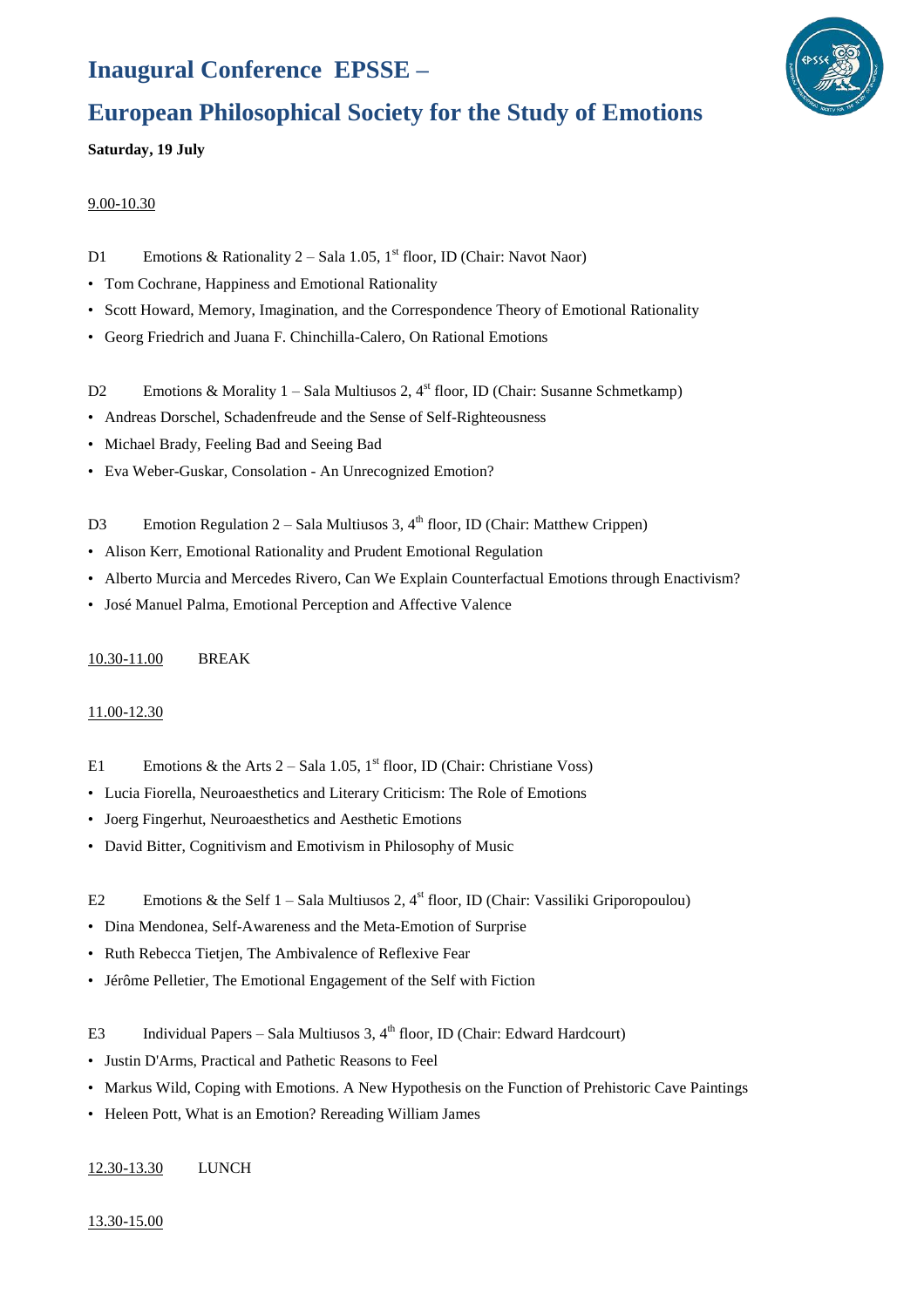# Inaugural Conference EPSSE –

# European Philosophical Society for the Study of Emotions

**Saturday, 19 July**

9.00-10.30

D1 Emotions & Rationality 2 – Sala 1.05, 1st floor, ID (Chair: Navot Naor)

- Tom Cochrane, Happiness and Emotional Rationality
- Scott Howard, Memory, Imagination, and the Correspondence Theory of Emotional Rationality
- Georg Friedrich and Juana F. Chinchilla-Calero, On Rational Emotions

D2 Emotions & Morality 1 – Sala Multiusos 2, 4st floor, ID (Chair: Susanne Schmetkamp)

- Andreas Dorschel, Schadenfreude and the Sense of Self-Righteousness
- Michael Brady, Feeling Bad and Seeing Bad
- Eva Weber-Guskar, Consolation - An Unrecognized Emotion?

D3 Emotion Regulation 2 – Sala Multiusos 3, 4th floor, ID (Chair: Matthew Crippen)

- Alison Kerr, Emotional Rationality and Prudent Emotional Regulation
- Alberto Murcia and Mercedes Rivero, Can We Explain Counterfactual Emotions through Enactivism?
- José Manuel Palma, Emotional Perception and Affective Valence

10.30-11.00 BREAK

11.00-12.30

E1 Emotions & the Arts 2 – Sala 1.05, 1st floor, ID (Chair: Christiane Voss)

- Lucia Fiorella, Neuroaesthetics and Literary Criticism: The Role of Emotions
- Joerg Fingerhut, Neuroaesthetics and Aesthetic Emotions
- David Bitter, Cognitivism and Emotivism in Philosophy of Music

E2 Emotions & the Self 1 – Sala Multiusos 2, 4st floor, ID (Chair: Vassiliki Griporopoulou)

- Dina Mendonea, Self-Awareness and the Meta-Emotion of Surprise
- Ruth Rebecca Tietjen, The Ambivalence of Reflexive Fear
- Jérôme Pelletier, The Emotional Engagement of the Self with Fiction

E3 Individual Papers – Sala Multiusos 3, 4th floor, ID (Chair: Edward Hardcourt)

- Justin D'Arms, Practical and Pathetic Reasons to Feel
- Markus Wild, Coping with Emotions. A New Hypothesis on the Function of Prehistoric Cave Paintings
- Heleen Pott, What is an Emotion? Rereading William James

12.30-13.30 LUNCH

13.30-15.00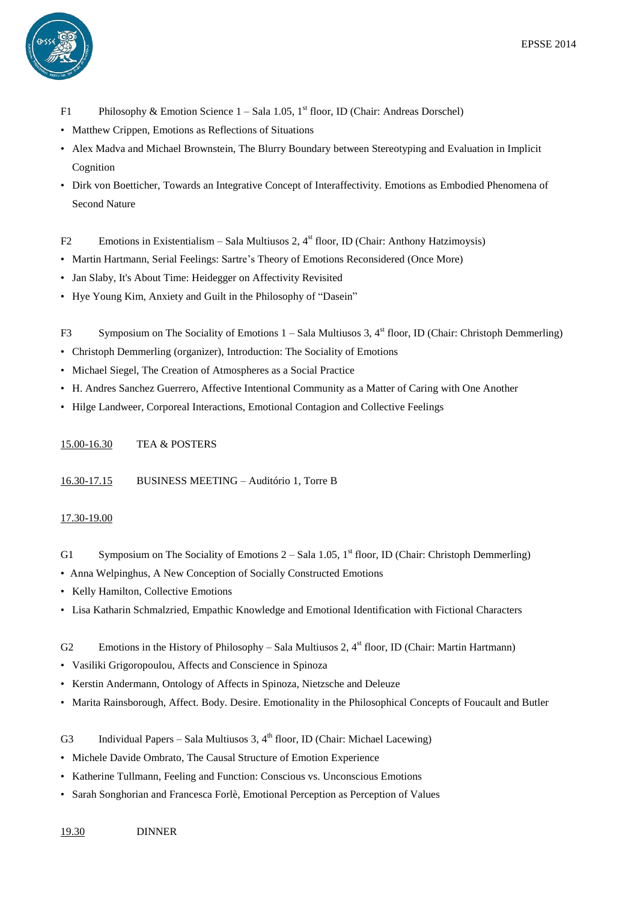F1 Philosophy & Emotion Science 1 – Sala 1.05, 1st floor, ID (Chair: Andreas Dorschel)

- Matthew Crippen, Emotions as Reflections of Situations
- Alex Madva and Michael Brownstein, The Blurry Boundary between Stereotyping and Evaluation in Implicit Cognition
- Dirk von Boetticher, Towards an Integrative Concept of Interaffectivity. Emotions as Embodied Phenomena of Second Nature

F2 Emotions in Existentialism – Sala Multiusos 2, 4st floor, ID (Chair: Anthony Hatzimoysis)

- Martin Hartmann, Serial Feelings: Sartre's Theory of Emotions Reconsidered (Once More)
- Jan Slaby, It's About Time: Heidegger on Affectivity Revisited
- Hye Young Kim, Anxiety and Guilt in the Philosophy of "Dasein"

F3 Symposium on The Sociality of Emotions 1 – Sala Multiusos 3, 4st floor, ID (Chair: Christoph Demmerling)

- Christoph Demmerling (organizer), Introduction: The Sociality of Emotions
- Michael Siegel, The Creation of Atmospheres as a Social Practice
- H. Andres Sanchez Guerrero, Affective Intentional Community as a Matter of Caring with One Another
- Hilge Landweer, Corporeal Interactions, Emotional Contagion and Collective Feelings

15.00-16.30 TEA & POSTERS

16.30-17.15 BUSINESS MEETING – Auditório 1, Torre B

17.30-19.00

G1 Symposium on The Sociality of Emotions 2 – Sala 1.05, 1st floor, ID (Chair: Christoph Demmerling)

- Anna Welpinghus, A New Conception of Socially Constructed Emotions
- Kelly Hamilton, Collective Emotions
- Lisa Katharin Schmalzried, Empathic Knowledge and Emotional Identification with Fictional Characters

G2 Emotions in the History of Philosophy – Sala Multiusos 2, 4st floor, ID (Chair: Martin Hartmann)

- Vasiliki Grigoropoulou, Affects and Conscience in Spinoza
- Kerstin Andermann, Ontology of Affects in Spinoza, Nietzsche and Deleuze
- Marita Rainsborough, Affect. Body. Desire. Emotionality in the Philosophical Concepts of Foucault and Butler

G3 Individual Papers – Sala Multiusos 3, 4th floor, ID (Chair: Michael Lacewing)

- Michele Davide Ombrato, The Causal Structure of Emotion Experience
- Katherine Tullmann, Feeling and Function: Conscious vs. Unconscious Emotions
- Sarah Songhorian and Francesca Forlè, Emotional Perception as Perception of Values

19.30 DINNER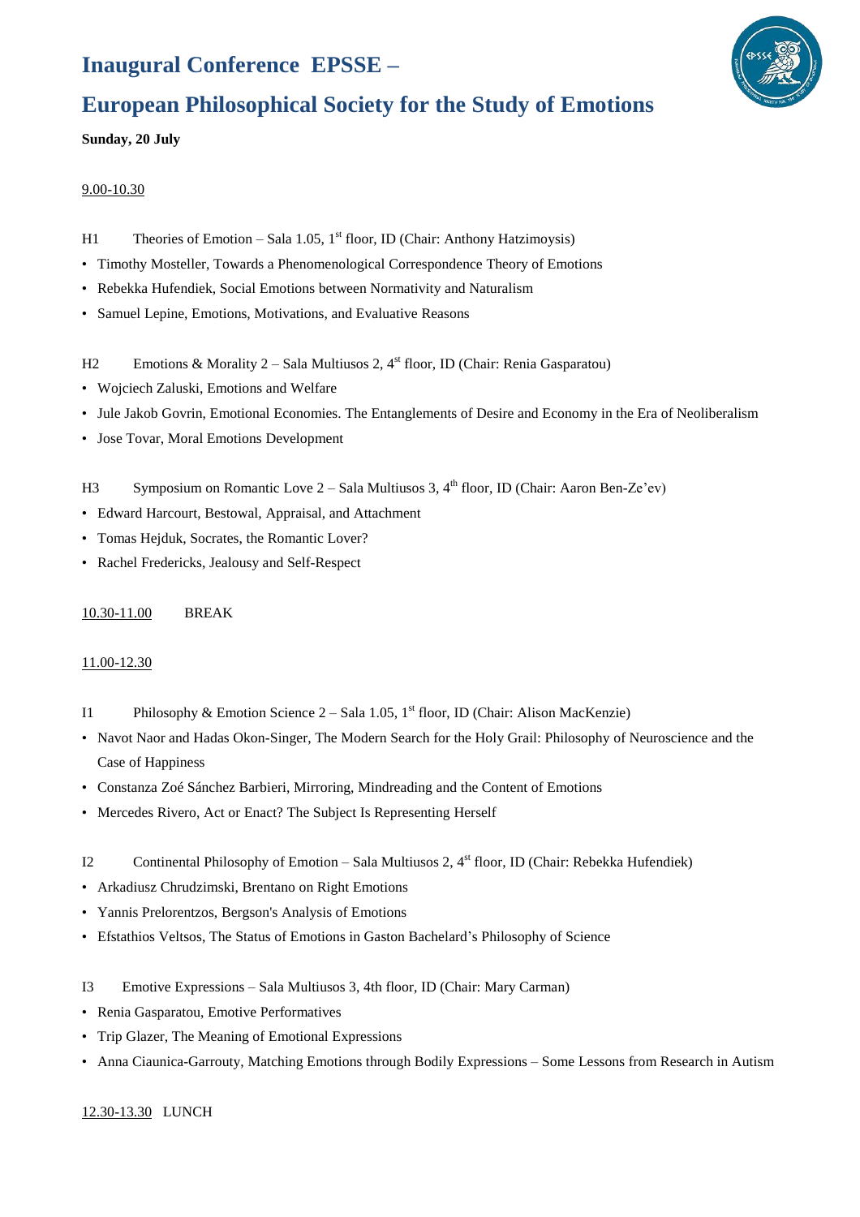# Inaugural Conference EPSSE –

# European Philosophical Society for the Study of Emotions

**Sunday, 20 July**

9.00-10.30

H1 Theories of Emotion – Sala 1.05, 1st floor, ID (Chair: Anthony Hatzimoysis)

- Timothy Mosteller, Towards a Phenomenological Correspondence Theory of Emotions
- Rebekka Hufendiek, Social Emotions between Normativity and Naturalism
- Samuel Lepine, Emotions, Motivations, and Evaluative Reasons

H2 Emotions & Morality 2 – Sala Multiusos 2, 4st floor, ID (Chair: Renia Gasparatou)

- Wojciech Zaluski, Emotions and Welfare
- Jule Jakob Govrin, Emotional Economies. The Entanglements of Desire and Economy in the Era of Neoliberalism
- Jose Tovar, Moral Emotions Development

H3 Symposium on Romantic Love 2 – Sala Multiusos 3, 4th floor, ID (Chair: Aaron Ben-Ze'ev)

- Edward Harcourt, Bestowal, Appraisal, and Attachment
- Tomas Hejduk, Socrates, the Romantic Lover?
- Rachel Fredericks, Jealousy and Self-Respect

10.30-11.00 BREAK

11.00-12.30

I1 Philosophy & Emotion Science 2 – Sala 1.05, 1st floor, ID (Chair: Alison MacKenzie)

- Navot Naor and Hadas Okon-Singer, The Modern Search for the Holy Grail: Philosophy of Neuroscience and the Case of Happiness
- Constanza Zoé Sánchez Barbieri, Mirroring, Mindreading and the Content of Emotions
- Mercedes Rivero, Act or Enact? The Subject Is Representing Herself

I2 Continental Philosophy of Emotion – Sala Multiusos 2, 4st floor, ID (Chair: Rebekka Hufendiek)

- Arkadiusz Chrudzimski, Brentano on Right Emotions
- Yannis Prelorentzos, Bergson's Analysis of Emotions
- Efstathios Veltsos, The Status of Emotions in Gaston Bachelard's Philosophy of Science

I3 Emotive Expressions – Sala Multiusos 3, 4th floor, ID (Chair: Mary Carman)

- Renia Gasparatou, Emotive Performatives
- Trip Glazer, The Meaning of Emotional Expressions
- Anna Ciaunica-Garrouty, Matching Emotions through Bodily Expressions – Some Lessons from Research in Autism

12.30-13.30 LUNCH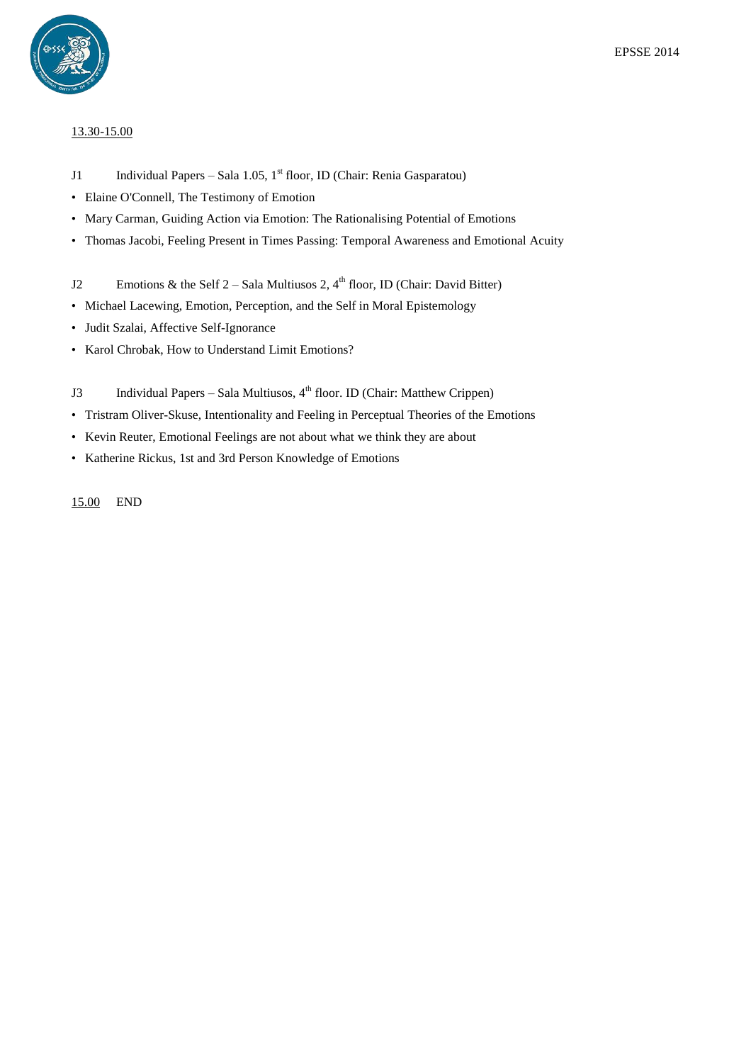13.30-15.00

J1 Individual Papers – Sala 1.05, 1st floor, ID (Chair: Renia Gasparatou)

- Elaine O'Connell, The Testimony of Emotion
- Mary Carman, Guiding Action via Emotion: The Rationalising Potential of Emotions
- Thomas Jacobi, Feeling Present in Times Passing: Temporal Awareness and Emotional Acuity

J2 Emotions & the Self 2 – Sala Multiusos 2, 4th floor, ID (Chair: David Bitter)

- Michael Lacewing, Emotion, Perception, and the Self in Moral Epistemology
- Judit Szalai, Affective Self-Ignorance
- Karol Chrobak, How to Understand Limit Emotions?

J3 Individual Papers – Sala Multiusos, 4th floor. ID (Chair: Matthew Crippen)

- Tristram Oliver-Skuse, Intentionality and Feeling in Perceptual Theories of the Emotions
- Kevin Reuter, Emotional Feelings are not about what we think they are about
- Katherine Rickus, 1st and 3rd Person Knowledge of Emotions

15.00 END